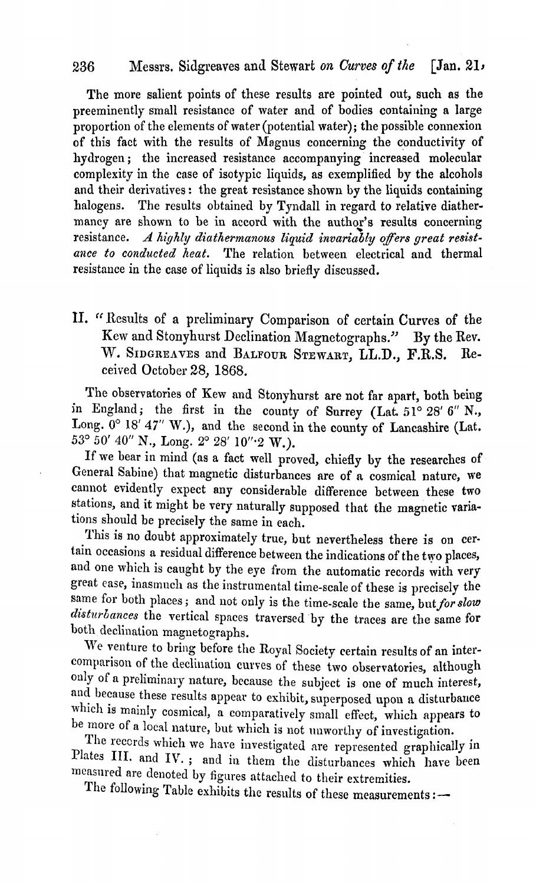The more salient points of these results are pointed out, such as the preeminently small resistance of water and of bodies containing a large proportion of the elements of water (potential water); the possible connexion of this fact with the results of Magnus concerning the conductivity of hydrogen; the increased resistance accompanying increased molecular complexity in the case of isotypic liquids, as exemplified by the alcohols and their derivatives: the great resistance shown by the liquids containing halogens. The results obtained by Tyndall in regard to relative diathermancy are shown to be in accord with the author's results concerning resistance. *A highly diathermanous liquid invariably offers great resistance to conducted heat.* The relation between electrical and thermal resistance in the case of liquids is also briefly discussed.

## II. "Results of a preliminary Comparison of certain Curves of the Kew and Stonyhurst Declination Magnetographs." By the Rev. W. Sidgreaves and Balfour Stewart, LL.D., F.R.S. Received October 28, 1868.

The observatories of Kew and Stonyhurst are not far apart, both being in England; the first in the county of Surrey (Lat. 51° 28′ 6″ N., Long. 0° 18′ 47″ W.), and the second in the county of Lancashire (Lat. 53° 50′ 40″ N., Long. 2° 28′ 10″·2 W.).

If we bear in mind (as a fact well proved, chiefly by the researches of General Sabine) that magnetic disturbances are of a cosmical nature, we cannot evidently expect any considerable difference between these two stations, and it might be very naturally supposed that the magnetic variations should be precisely the same in each.

This is no doubt approximately true, but nevertheless there is on certain occasions a residual difference between the indications of the two places, and one which is caught by the eye from the automatic records with very great ease, inasmuch as the instrumental time-scale of these is precisely the same for both places; and not only is the time-scale the same, but *for slow disturbances* the vertical spaces traversed by the traces are the same for both declination magnetographs.

We venture to bring before the Royal Society certain results of an intercomparison of the declination curves of these two observatories, although only of a preliminary nature, because the subject is one of much interest, and because these results appear to exhibit, superposed upon a disturbance which is mainly cosmical, a comparatively small effect, which appears to be more of a local nature, but which is not unworthy of investigation.

The records which we have investigated are represented graphically in Plates III. and IV.; and in them the disturbances which have been measured are denoted by figures attached to their extremities.

The following Table exhibits the results of these measurements:—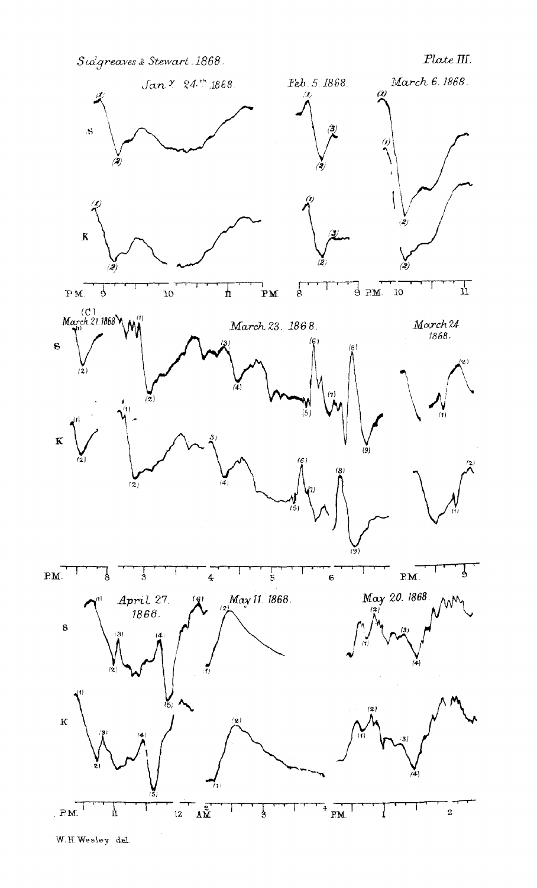Sidgreaves & Stewart. 1868.

Plate III.

Jan^y 24^th 1868 — Feb. 5 1868 — March 6. 1868

(C) March 21. 1868 — March 23. 1868 — March 24. 1868

April 27. 1868 — May 11. 1868 — May 20. 1868

W. H. Wesley del.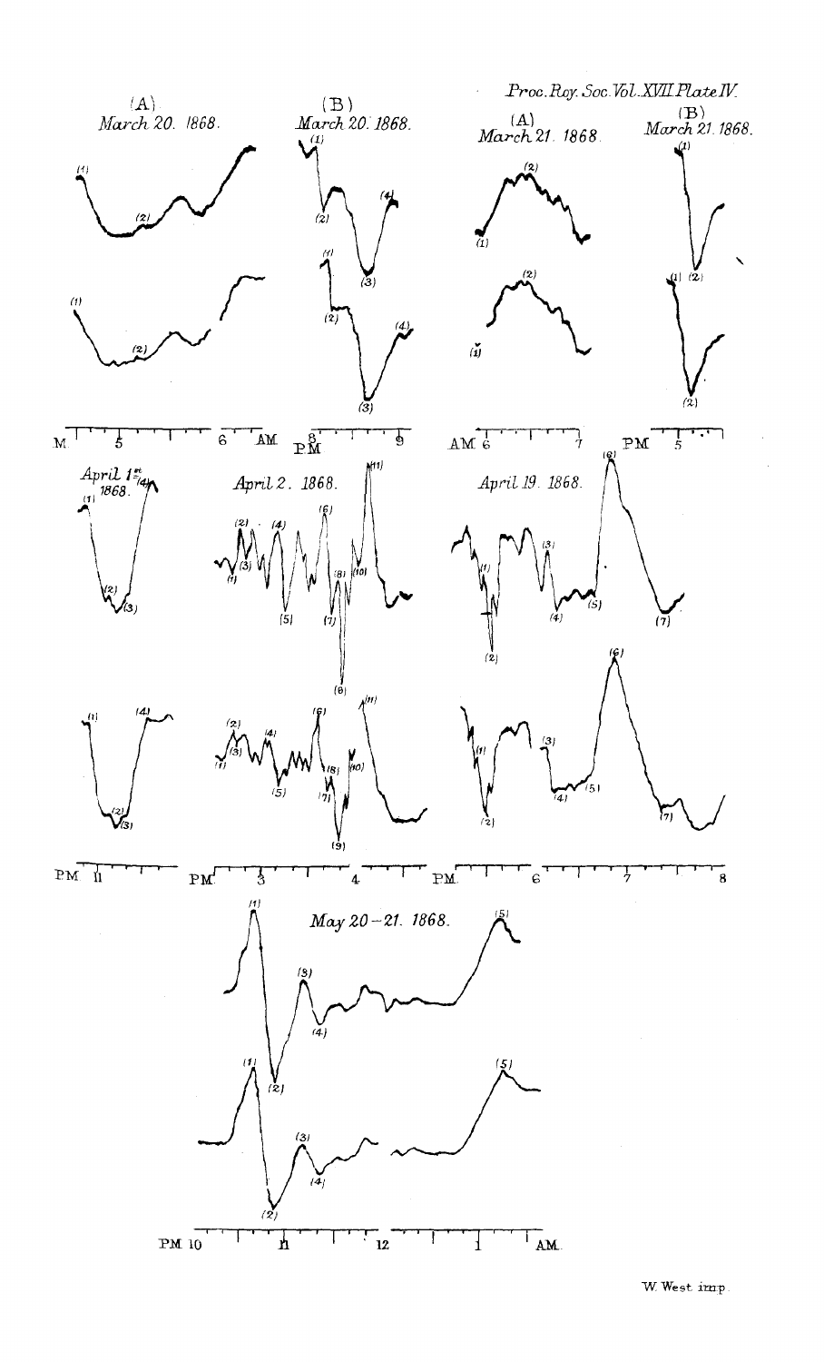Proc. Roy. Soc. Vol. XVII. Plate IV.

(A) March 20. 1868.

(B) March 20. 1868.

(A) March 21. 1868.

(B) March 21. 1868.

April 1st 1868.

April 2. 1868.

April 19. 1868.

May 20–21. 1868.

W. West imp.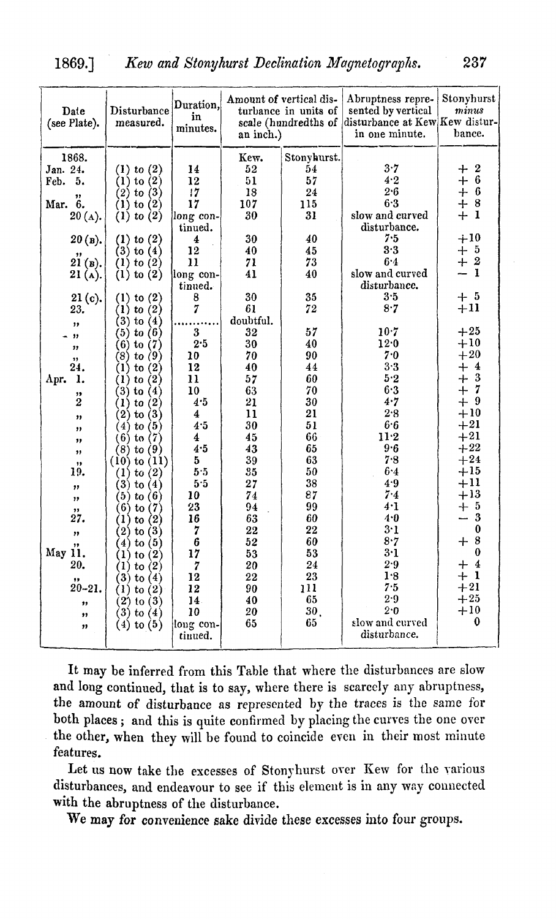| Date (see Plate). | Disturbance measured. | Duration, in minutes. | Amount of vertical disturbance in units of scale (hundredths of an inch.) | | Abruptness represented by vertical disturbance at Kew in one minute. | Stonyhurst *minus* Kew disturbance. |
|---|---|---|---|---|---|---|
| | | | Kew. | Stonyhurst. | | |
| 1868. | | | | | | |
| Jan. 24. | (1) to (2) | 14 | 52 | 54 | 3·7 | + 2 |
| Feb. 5. | (1) to (2) | 12 | 51 | 57 | 4·2 | + 6 |
| " | (2) to (3) | 17 | 18 | 24 | 2·6 | + 6 |
| Mar. 6. | (1) to (2) | 17 | 107 | 115 | 6·3 | + 8 |
| 20 (A). | (1) to (2) | long continued. | 30 | 31 | slow and curved disturbance. | + 1 |
| 20 (B). | (1) to (2) | 4 | 30 | 40 | 7·5 | +10 |
| " | (3) to (4) | 12 | 40 | 45 | 3·3 | + 5 |
| 21 (B). | (1) to (2) | 11 | 71 | 73 | 6·4 | + 2 |
| 21 (A). | (1) to (2) | long continued. | 41 | 40 | slow and curved disturbance. | − 1 |
| 21 (C). | (1) to (2) | 8 | 30 | 35 | 3·5 | + 5 |
| 23. | (1) to (2) | 7 | 61 | 72 | 8·7 | +11 |
| " | (3) to (4) | ............ | doubtful. | | | |
| " | (5) to (6) | 3 | 32 | 57 | 10·7 | +25 |
| " | (6) to (7) | 2·5 | 30 | 40 | 12·0 | +10 |
| " | (8) to (9) | 10 | 70 | 90 | 7·0 | +20 |
| 24. | (1) to (2) | 12 | 40 | 44 | 3·3 | + 4 |
| Apr. 1. | (1) to (2) | 11 | 57 | 60 | 5·2 | + 3 |
| " | (3) to (4) | 10 | 63 | 70 | 6·3 | + 7 |
| 2 | (1) to (2) | 4·5 | 21 | 30 | 4·7 | + 9 |
| " | (2) to (3) | 4 | 11 | 21 | 2·8 | +10 |
| " | (4) to (5) | 4·5 | 30 | 51 | 6·6 | +21 |
| " | (6) to (7) | 4 | 45 | 66 | 11·2 | +21 |
| " | (8) to (9) | 4·5 | 43 | 65 | 9·6 | +22 |
| " | (10) to (11) | 5 | 39 | 63 | 7·8 | +24 |
| 19. | (1) to (2) | 5·5 | 35 | 50 | 6·4 | +15 |
| " | (3) to (4) | 5·5 | 27 | 38 | 4·9 | +11 |
| " | (5) to (6) | 10 | 74 | 87 | 7·4 | +13 |
| " | (6) to (7) | 23 | 94 | 99 | 4·1 | + 5 |
| 27. | (1) to (2) | 16 | 63 | 60 | 4·0 | − 3 |
| " | (2) to (3) | 7 | 22 | 22 | 3·1 | 0 |
| " | (4) to (5) | 6 | 52 | 60 | 8·7 | + 8 |
| May 11. | (1) to (2) | 17 | 53 | 53 | 3·1 | 0 |
| 20. | (1) to (2) | 7 | 20 | 24 | 2·9 | + 4 |
| " | (3) to (4) | 12 | 22 | 23 | 1·8 | + 1 |
| 20–21. | (1) to (2) | 12 | 90 | 111 | 7·5 | +21 |
| " | (2) to (3) | 14 | 40 | 65 | 2·9 | +25 |
| " | (3) to (4) | 10 | 20 | 30 | 2·0 | +10 |
| " | (4) to (5) | long continued. | 65 | 65 | slow and curved disturbance. | 0 |

It may be inferred from this Table that where the disturbances are slow and long continued, that is to say, where there is scarcely any abruptness, the amount of disturbance as represented by the traces is the same for both places; and this is quite confirmed by placing the curves the one over the other, when they will be found to coincide even in their most minute features.

Let us now take the excesses of Stonyhurst over Kew for the various disturbances, and endeavour to see if this element is in any way connected with the abruptness of the disturbance.

We may for convenience sake divide these excesses into four groups.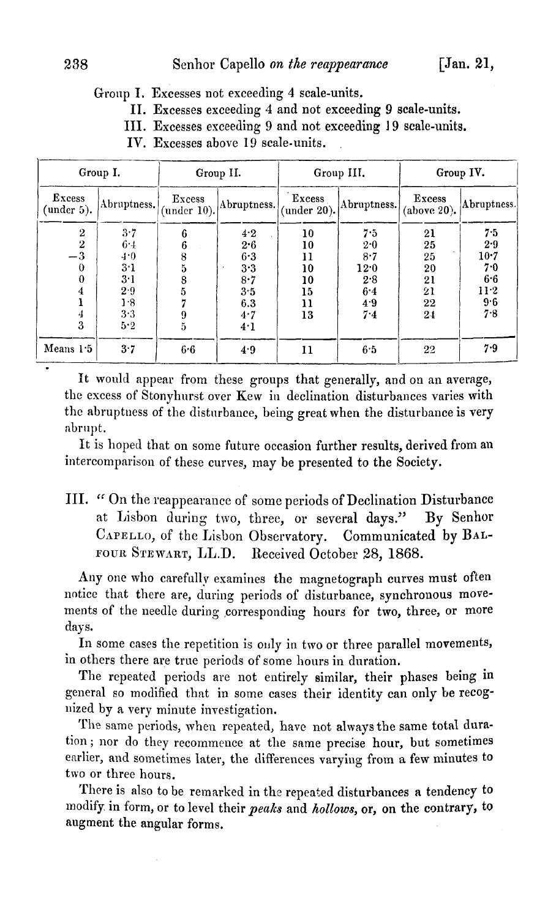Group I. Excesses not exceeding 4 scale-units.

II. Excesses exceeding 4 and not exceeding 9 scale-units.

III. Excesses exceeding 9 and not exceeding 19 scale-units.

IV. Excesses above 19 scale-units.

| Group I. | | Group II. | | Group III. | | Group IV. | |
|---|---|---|---|---|---|---|---|
| Excess (under 5). | Abruptness. | Excess (under 10). | Abruptness. | Excess (under 20). | Abruptness. | Excess (above 20). | Abruptness. |
| 2 | 3·7 | 6 | 4·2 | 10 | 7·5 | 21 | 7·5 |
| 2 | 6·4 | 6 | 2·6 | 10 | 2·0 | 25 | 2·9 |
| −3 | 4·0 | 8 | 6·3 | 11 | 8·7 | 25 | 10·7 |
| 0 | 3·1 | 5 | 3·3 | 10 | 12·0 | 20 | 7·0 |
| 0 | 3·1 | 8 | 8·7 | 10 | 2·8 | 21 | 6·6 |
| 4 | 2·9 | 5 | 3·5 | 15 | 6·4 | 21 | 11·2 |
| 1 | 1·8 | 7 | 6.3 | 11 | 4·9 | 22 | 9·6 |
| 4 | 3·3 | 9 | 4·7 | 13 | 7·4 | 24 | 7·8 |
| 3 | 5·2 | 5 | 4·1 | | | | |
| Means 1·5 | 3·7 | 6·6 | 4·9 | 11 | 6·5 | 22 | 7·9 |

It would appear from these groups that generally, and on an average, the excess of Stonyhurst over Kew in declination disturbances varies with the abruptness of the disturbance, being great when the disturbance is very abrupt.

It is hoped that on some future occasion further results, derived from an intercomparison of these curves, may be presented to the Society.

## III. "On the reappearance of some periods of Declination Disturbance at Lisbon during two, three, or several days." By Senhor Capello, of the Lisbon Observatory. Communicated by Balfour Stewart, LL.D. Received October 28, 1868.

Any one who carefully examines the magnetograph curves must often notice that there are, during periods of disturbance, synchronous movements of the needle during corresponding hours for two, three, or more days.

In some cases the repetition is only in two or three parallel movements, in others there are true periods of some hours in duration.

The repeated periods are not entirely similar, their phases being in general so modified that in some cases their identity can only be recognized by a very minute investigation.

The same periods, when repeated, have not always the same total duration; nor do they recommence at the same precise hour, but sometimes earlier, and sometimes later, the differences varying from a few minutes to two or three hours.

There is also to be remarked in the repeated disturbances a tendency to modify in form, or to level their *peaks* and *hollows*, or, on the contrary, to augment the angular forms.